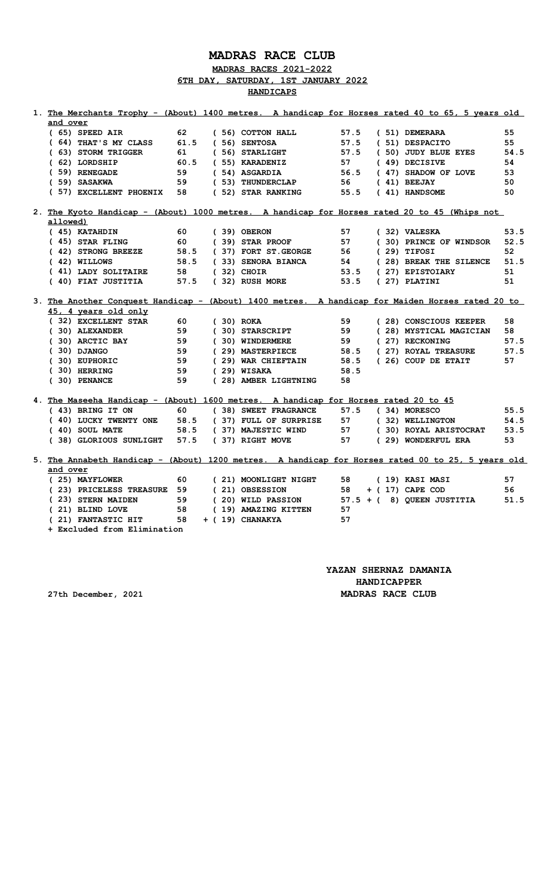# MADRAS RACE CLUB

## MADRAS RACES 2021-2022

### 6TH DAY, SATURDAY, 1ST JANUARY 2022

### HANDICAPS

**1. The Merchants Trophy - (About) 1400 metres. A handicap for Horses rated 40 to 65, 5 years old and over**

| Horse | Wt | Horse | Wt | Horse | Wt |
|---|---|---|---|---|---|
| ( 65) SPEED AIR | 62 | ( 56) COTTON HALL | 57.5 | ( 51) DEMERARA | 55 |
| ( 64) THAT'S MY CLASS | 61.5 | ( 56) SENTOSA | 57.5 | ( 51) DESPACITO | 55 |
| ( 63) STORM TRIGGER | 61 | ( 56) STARLIGHT | 57.5 | ( 50) JUDY BLUE EYES | 54.5 |
| ( 62) LORDSHIP | 60.5 | ( 55) KARADENIZ | 57 | ( 49) DECISIVE | 54 |
| ( 59) RENEGADE | 59 | ( 54) ASGARDIA | 56.5 | ( 47) SHADOW OF LOVE | 53 |
| ( 59) SASAKWA | 59 | ( 53) THUNDERCLAP | 56 | ( 41) BEEJAY | 50 |
| ( 57) EXCELLENT PHOENIX | 58 | ( 52) STAR RANKING | 55.5 | ( 41) HANDSOME | 50 |

**2. The Kyoto Handicap - (About) 1000 metres. A handicap for Horses rated 20 to 45 (Whips not allowed)**

| Horse | Wt | Horse | Wt | Horse | Wt |
|---|---|---|---|---|---|
| ( 45) KATAHDIN | 60 | ( 39) OBERON | 57 | ( 32) VALESKA | 53.5 |
| ( 45) STAR FLING | 60 | ( 39) STAR PROOF | 57 | ( 30) PRINCE OF WINDSOR | 52.5 |
| ( 42) STRONG BREEZE | 58.5 | ( 37) FORT ST.GEORGE | 56 | ( 29) TIFOSI | 52 |
| ( 42) WILLOWS | 58.5 | ( 33) SENORA BIANCA | 54 | ( 28) BREAK THE SILENCE | 51.5 |
| ( 41) LADY SOLITAIRE | 58 | ( 32) CHOIR | 53.5 | ( 27) EPISTOIARY | 51 |
| ( 40) FIAT JUSTITIA | 57.5 | ( 32) RUSH MORE | 53.5 | ( 27) PLATINI | 51 |

**3. The Another Conquest Handicap - (About) 1400 metres. A handicap for Maiden Horses rated 20 to 45, 4 years old only**

| Horse | Wt | Horse | Wt | Horse | Wt |
|---|---|---|---|---|---|
| ( 32) EXCELLENT STAR | 60 | ( 30) ROKA | 59 | ( 28) CONSCIOUS KEEPER | 58 |
| ( 30) ALEXANDER | 59 | ( 30) STARSCRIPT | 59 | ( 28) MYSTICAL MAGICIAN | 58 |
| ( 30) ARCTIC BAY | 59 | ( 30) WINDERMERE | 59 | ( 27) RECKONING | 57.5 |
| ( 30) DJANGO | 59 | ( 29) MASTERPIECE | 58.5 | ( 27) ROYAL TREASURE | 57.5 |
| ( 30) EUPHORIC | 59 | ( 29) WAR CHIEFTAIN | 58.5 | ( 26) COUP DE ETAIT | 57 |
| ( 30) HERRING | 59 | ( 29) WISAKA | 58.5 | | |
| ( 30) PENANCE | 59 | ( 28) AMBER LIGHTNING | 58 | | |

**4. The Maseeha Handicap - (About) 1600 metres. A handicap for Horses rated 20 to 45**

| Horse | Wt | Horse | Wt | Horse | Wt |
|---|---|---|---|---|---|
| ( 43) BRING IT ON | 60 | ( 38) SWEET FRAGRANCE | 57.5 | ( 34) MORESCO | 55.5 |
| ( 40) LUCKY TWENTY ONE | 58.5 | ( 37) FULL OF SURPRISE | 57 | ( 32) WELLINGTON | 54.5 |
| ( 40) SOUL MATE | 58.5 | ( 37) MAJESTIC WIND | 57 | ( 30) ROYAL ARISTOCRAT | 53.5 |
| ( 38) GLORIOUS SUNLIGHT | 57.5 | ( 37) RIGHT MOVE | 57 | ( 29) WONDERFUL ERA | 53 |

**5. The Annabeth Handicap - (About) 1200 metres. A handicap for Horses rated 00 to 25, 5 years old and over**

| Horse | Wt | Horse | Wt | Horse | Wt |
|---|---|---|---|---|---|
| ( 25) MAYFLOWER | 60 | ( 21) MOONLIGHT NIGHT | 58 | ( 19) KASI MASI | 57 |
| ( 23) PRICELESS TREASURE | 59 | ( 21) OBSESSION | 58 | + ( 17) CAPE COD | 56 |
| ( 23) STERN MAIDEN | 59 | ( 20) WILD PASSION | 57.5 | + ( 8) QUEEN JUSTITIA | 51.5 |
| ( 21) BLIND LOVE | 58 | ( 19) AMAZING KITTEN | 57 | | |
| ( 21) FANTASTIC HIT | 58 | + ( 19) CHANAKYA | 57 | | |

+ Excluded from Elimination

**YAZAN SHERNAZ DAMANIA**
**HANDICAPPER**
**MADRAS RACE CLUB**

27th December, 2021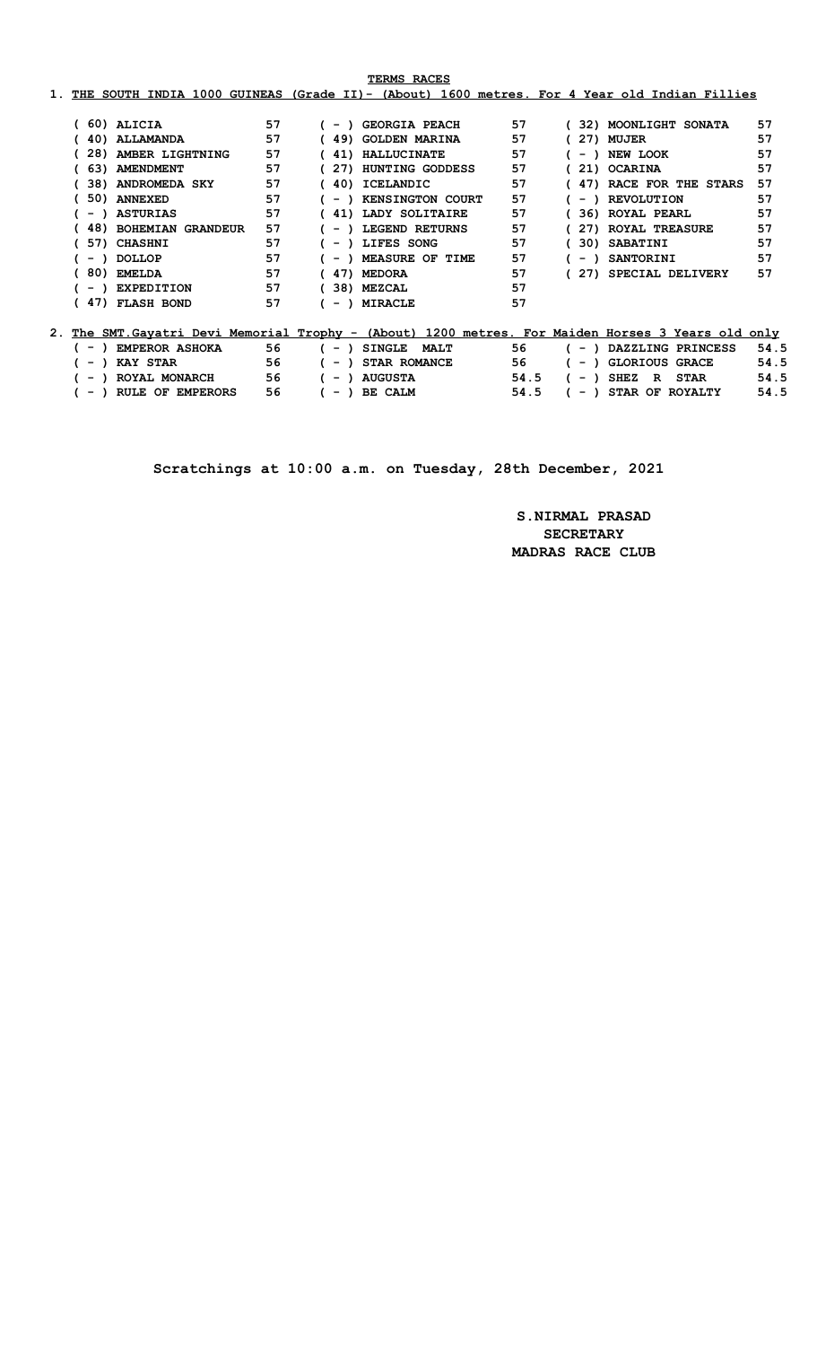**TERMS RACES**

1. **THE SOUTH INDIA 1000 GUINEAS (Grade II)- (About) 1600 metres. For 4 Year old Indian Fillies**

| | | | | | |
|---|---|---|---|---|---|
| ( 60) ALICIA | 57 | ( - ) GEORGIA PEACH | 57 | ( 32) MOONLIGHT SONATA | 57 |
| ( 40) ALLAMANDA | 57 | ( 49) GOLDEN MARINA | 57 | ( 27) MUJER | 57 |
| ( 28) AMBER LIGHTNING | 57 | ( 41) HALLUCINATE | 57 | ( - ) NEW LOOK | 57 |
| ( 63) AMENDMENT | 57 | ( 27) HUNTING GODDESS | 57 | ( 21) OCARINA | 57 |
| ( 38) ANDROMEDA SKY | 57 | ( 40) ICELANDIC | 57 | ( 47) RACE FOR THE STARS | 57 |
| ( 50) ANNEXED | 57 | ( - ) KENSINGTON COURT | 57 | ( - ) REVOLUTION | 57 |
| ( - ) ASTURIAS | 57 | ( 41) LADY SOLITAIRE | 57 | ( 36) ROYAL PEARL | 57 |
| ( 48) BOHEMIAN GRANDEUR | 57 | ( - ) LEGEND RETURNS | 57 | ( 27) ROYAL TREASURE | 57 |
| ( 57) CHASHNI | 57 | ( - ) LIFES SONG | 57 | ( 30) SABATINI | 57 |
| ( - ) DOLLOP | 57 | ( - ) MEASURE OF TIME | 57 | ( - ) SANTORINI | 57 |
| ( 80) EMELDA | 57 | ( 47) MEDORA | 57 | ( 27) SPECIAL DELIVERY | 57 |
| ( - ) EXPEDITION | 57 | ( 38) MEZCAL | 57 | | |
| ( 47) FLASH BOND | 57 | ( - ) MIRACLE | 57 | | |

2. **The SMT.Gayatri Devi Memorial Trophy - (About) 1200 metres. For Maiden Horses 3 Years old only**

| | | | | | |
|---|---|---|---|---|---|
| ( - ) EMPEROR ASHOKA | 56 | ( - ) SINGLE MALT | 56 | ( - ) DAZZLING PRINCESS | 54.5 |
| ( - ) KAY STAR | 56 | ( - ) STAR ROMANCE | 56 | ( - ) GLORIOUS GRACE | 54.5 |
| ( - ) ROYAL MONARCH | 56 | ( - ) AUGUSTA | 54.5 | ( - ) SHEZ R STAR | 54.5 |
| ( - ) RULE OF EMPERORS | 56 | ( - ) BE CALM | 54.5 | ( - ) STAR OF ROYALTY | 54.5 |

**Scratchings at 10:00 a.m. on Tuesday, 28th December, 2021**

**S.NIRMAL PRASAD**
**SECRETARY**
**MADRAS RACE CLUB**